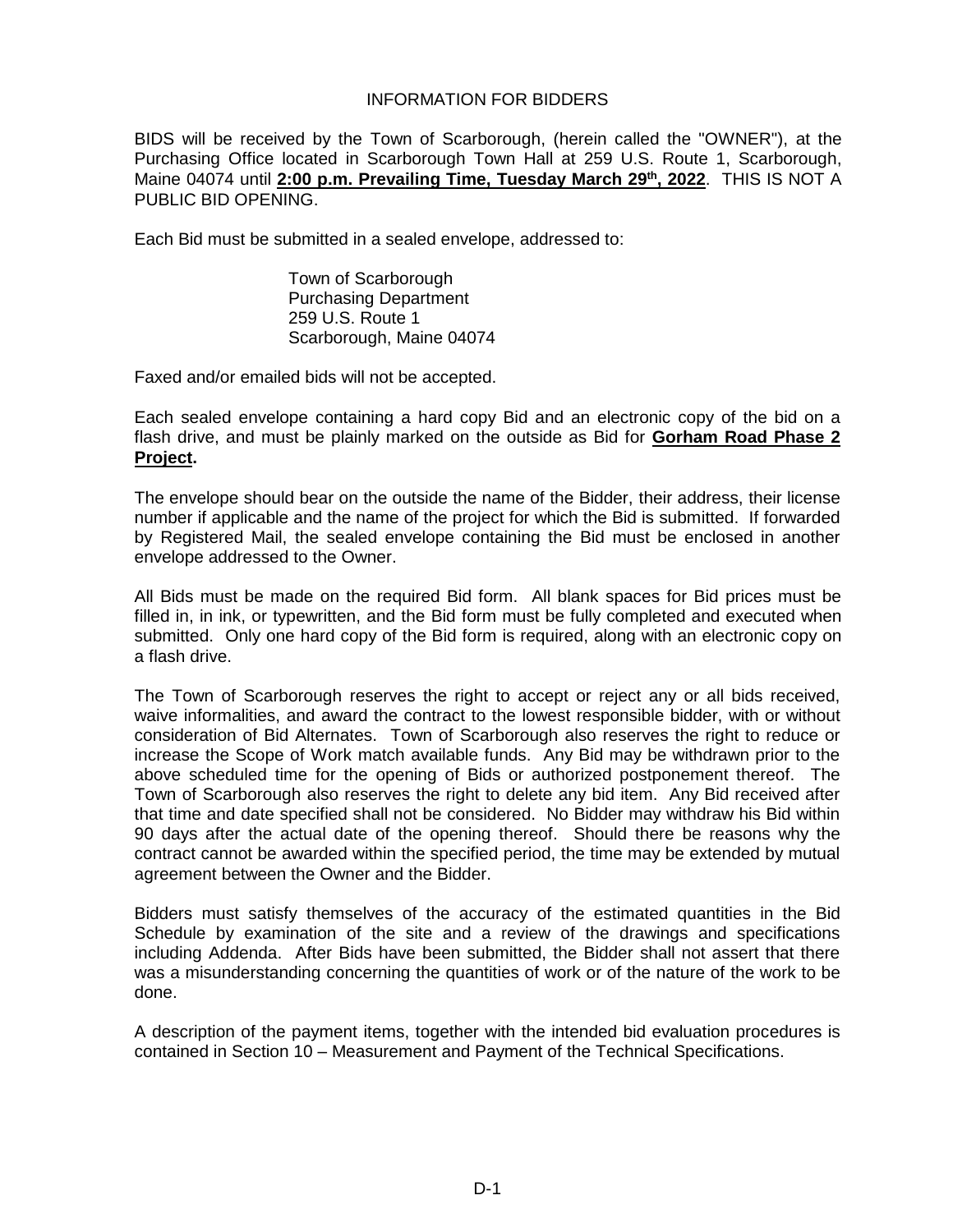# INFORMATION FOR BIDDERS

BIDS will be received by the Town of Scarborough, (herein called the "OWNER"), at the Purchasing Office located in Scarborough Town Hall at 259 U.S. Route 1, Scarborough, Maine 04074 until **2:00 p.m. Prevailing Time, Tuesday March 29th, 2022**. THIS IS NOT A PUBLIC BID OPENING.

Each Bid must be submitted in a sealed envelope, addressed to:

> Town of Scarborough
> Purchasing Department
> 259 U.S. Route 1
> Scarborough, Maine 04074

Faxed and/or emailed bids will not be accepted.

Each sealed envelope containing a hard copy Bid and an electronic copy of the bid on a flash drive, and must be plainly marked on the outside as Bid for **Gorham Road Phase 2 Project.**

The envelope should bear on the outside the name of the Bidder, their address, their license number if applicable and the name of the project for which the Bid is submitted. If forwarded by Registered Mail, the sealed envelope containing the Bid must be enclosed in another envelope addressed to the Owner.

All Bids must be made on the required Bid form. All blank spaces for Bid prices must be filled in, in ink, or typewritten, and the Bid form must be fully completed and executed when submitted. Only one hard copy of the Bid form is required, along with an electronic copy on a flash drive.

The Town of Scarborough reserves the right to accept or reject any or all bids received, waive informalities, and award the contract to the lowest responsible bidder, with or without consideration of Bid Alternates. Town of Scarborough also reserves the right to reduce or increase the Scope of Work match available funds. Any Bid may be withdrawn prior to the above scheduled time for the opening of Bids or authorized postponement thereof. The Town of Scarborough also reserves the right to delete any bid item. Any Bid received after that time and date specified shall not be considered. No Bidder may withdraw his Bid within 90 days after the actual date of the opening thereof. Should there be reasons why the contract cannot be awarded within the specified period, the time may be extended by mutual agreement between the Owner and the Bidder.

Bidders must satisfy themselves of the accuracy of the estimated quantities in the Bid Schedule by examination of the site and a review of the drawings and specifications including Addenda. After Bids have been submitted, the Bidder shall not assert that there was a misunderstanding concerning the quantities of work or of the nature of the work to be done.

A description of the payment items, together with the intended bid evaluation procedures is contained in Section 10 – Measurement and Payment of the Technical Specifications.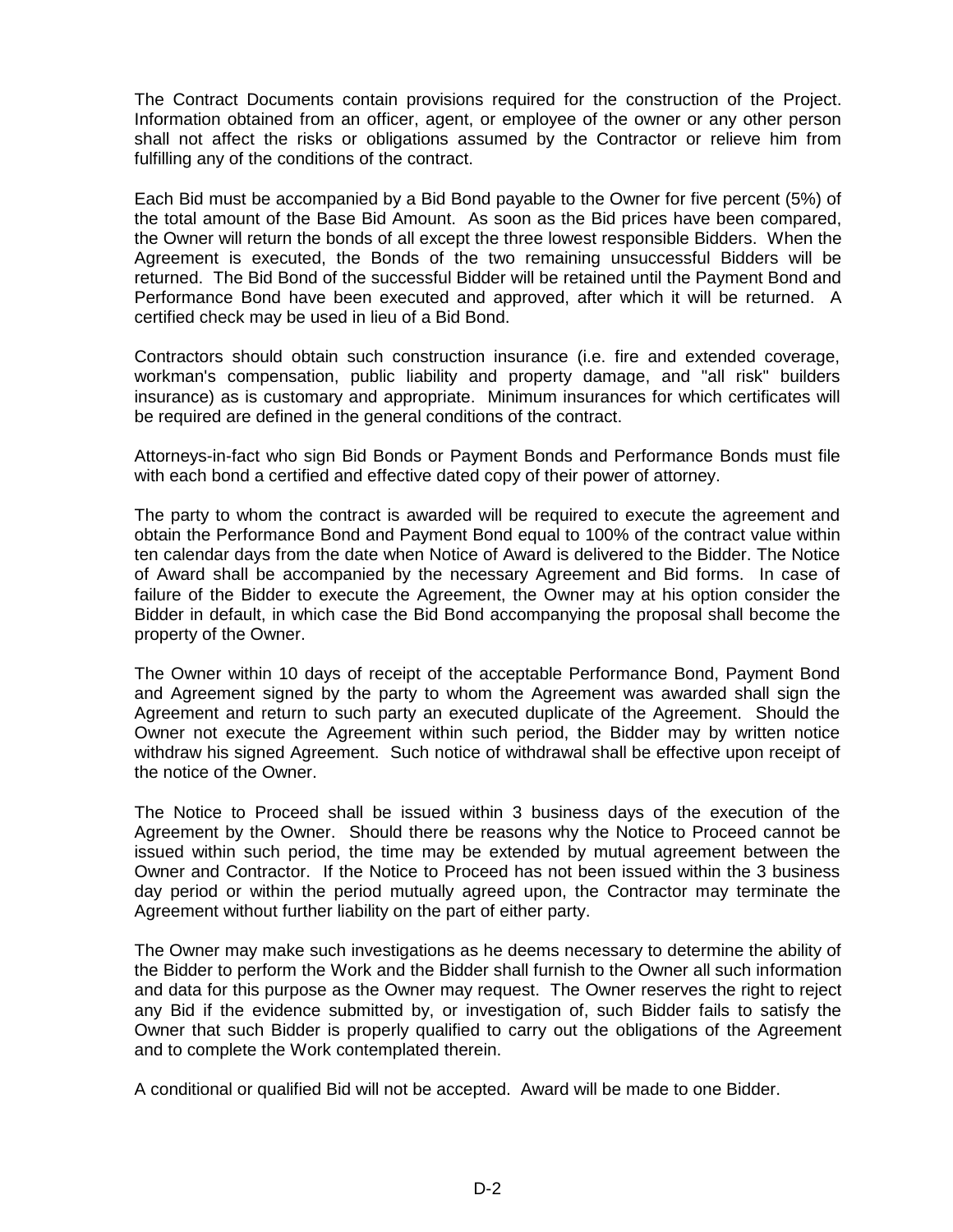The Contract Documents contain provisions required for the construction of the Project. Information obtained from an officer, agent, or employee of the owner or any other person shall not affect the risks or obligations assumed by the Contractor or relieve him from fulfilling any of the conditions of the contract.

Each Bid must be accompanied by a Bid Bond payable to the Owner for five percent (5%) of the total amount of the Base Bid Amount. As soon as the Bid prices have been compared, the Owner will return the bonds of all except the three lowest responsible Bidders. When the Agreement is executed, the Bonds of the two remaining unsuccessful Bidders will be returned. The Bid Bond of the successful Bidder will be retained until the Payment Bond and Performance Bond have been executed and approved, after which it will be returned. A certified check may be used in lieu of a Bid Bond.

Contractors should obtain such construction insurance (i.e. fire and extended coverage, workman's compensation, public liability and property damage, and "all risk" builders insurance) as is customary and appropriate. Minimum insurances for which certificates will be required are defined in the general conditions of the contract.

Attorneys-in-fact who sign Bid Bonds or Payment Bonds and Performance Bonds must file with each bond a certified and effective dated copy of their power of attorney.

The party to whom the contract is awarded will be required to execute the agreement and obtain the Performance Bond and Payment Bond equal to 100% of the contract value within ten calendar days from the date when Notice of Award is delivered to the Bidder. The Notice of Award shall be accompanied by the necessary Agreement and Bid forms. In case of failure of the Bidder to execute the Agreement, the Owner may at his option consider the Bidder in default, in which case the Bid Bond accompanying the proposal shall become the property of the Owner.

The Owner within 10 days of receipt of the acceptable Performance Bond, Payment Bond and Agreement signed by the party to whom the Agreement was awarded shall sign the Agreement and return to such party an executed duplicate of the Agreement. Should the Owner not execute the Agreement within such period, the Bidder may by written notice withdraw his signed Agreement. Such notice of withdrawal shall be effective upon receipt of the notice of the Owner.

The Notice to Proceed shall be issued within 3 business days of the execution of the Agreement by the Owner. Should there be reasons why the Notice to Proceed cannot be issued within such period, the time may be extended by mutual agreement between the Owner and Contractor. If the Notice to Proceed has not been issued within the 3 business day period or within the period mutually agreed upon, the Contractor may terminate the Agreement without further liability on the part of either party.

The Owner may make such investigations as he deems necessary to determine the ability of the Bidder to perform the Work and the Bidder shall furnish to the Owner all such information and data for this purpose as the Owner may request. The Owner reserves the right to reject any Bid if the evidence submitted by, or investigation of, such Bidder fails to satisfy the Owner that such Bidder is properly qualified to carry out the obligations of the Agreement and to complete the Work contemplated therein.

A conditional or qualified Bid will not be accepted. Award will be made to one Bidder.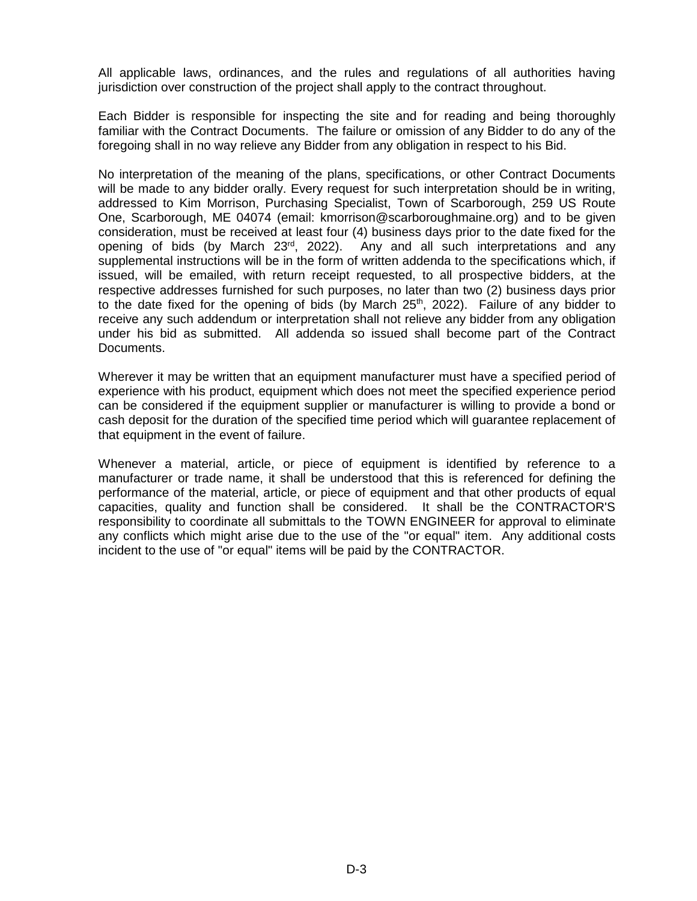All applicable laws, ordinances, and the rules and regulations of all authorities having jurisdiction over construction of the project shall apply to the contract throughout.

Each Bidder is responsible for inspecting the site and for reading and being thoroughly familiar with the Contract Documents. The failure or omission of any Bidder to do any of the foregoing shall in no way relieve any Bidder from any obligation in respect to his Bid.

No interpretation of the meaning of the plans, specifications, or other Contract Documents will be made to any bidder orally. Every request for such interpretation should be in writing, addressed to Kim Morrison, Purchasing Specialist, Town of Scarborough, 259 US Route One, Scarborough, ME 04074 (email: kmorrison@scarboroughmaine.org) and to be given consideration, must be received at least four (4) business days prior to the date fixed for the opening of bids (by March 23rd, 2022). Any and all such interpretations and any supplemental instructions will be in the form of written addenda to the specifications which, if issued, will be emailed, with return receipt requested, to all prospective bidders, at the respective addresses furnished for such purposes, no later than two (2) business days prior to the date fixed for the opening of bids (by March 25th, 2022). Failure of any bidder to receive any such addendum or interpretation shall not relieve any bidder from any obligation under his bid as submitted. All addenda so issued shall become part of the Contract Documents.

Wherever it may be written that an equipment manufacturer must have a specified period of experience with his product, equipment which does not meet the specified experience period can be considered if the equipment supplier or manufacturer is willing to provide a bond or cash deposit for the duration of the specified time period which will guarantee replacement of that equipment in the event of failure.

Whenever a material, article, or piece of equipment is identified by reference to a manufacturer or trade name, it shall be understood that this is referenced for defining the performance of the material, article, or piece of equipment and that other products of equal capacities, quality and function shall be considered. It shall be the CONTRACTOR'S responsibility to coordinate all submittals to the TOWN ENGINEER for approval to eliminate any conflicts which might arise due to the use of the "or equal" item. Any additional costs incident to the use of "or equal" items will be paid by the CONTRACTOR.